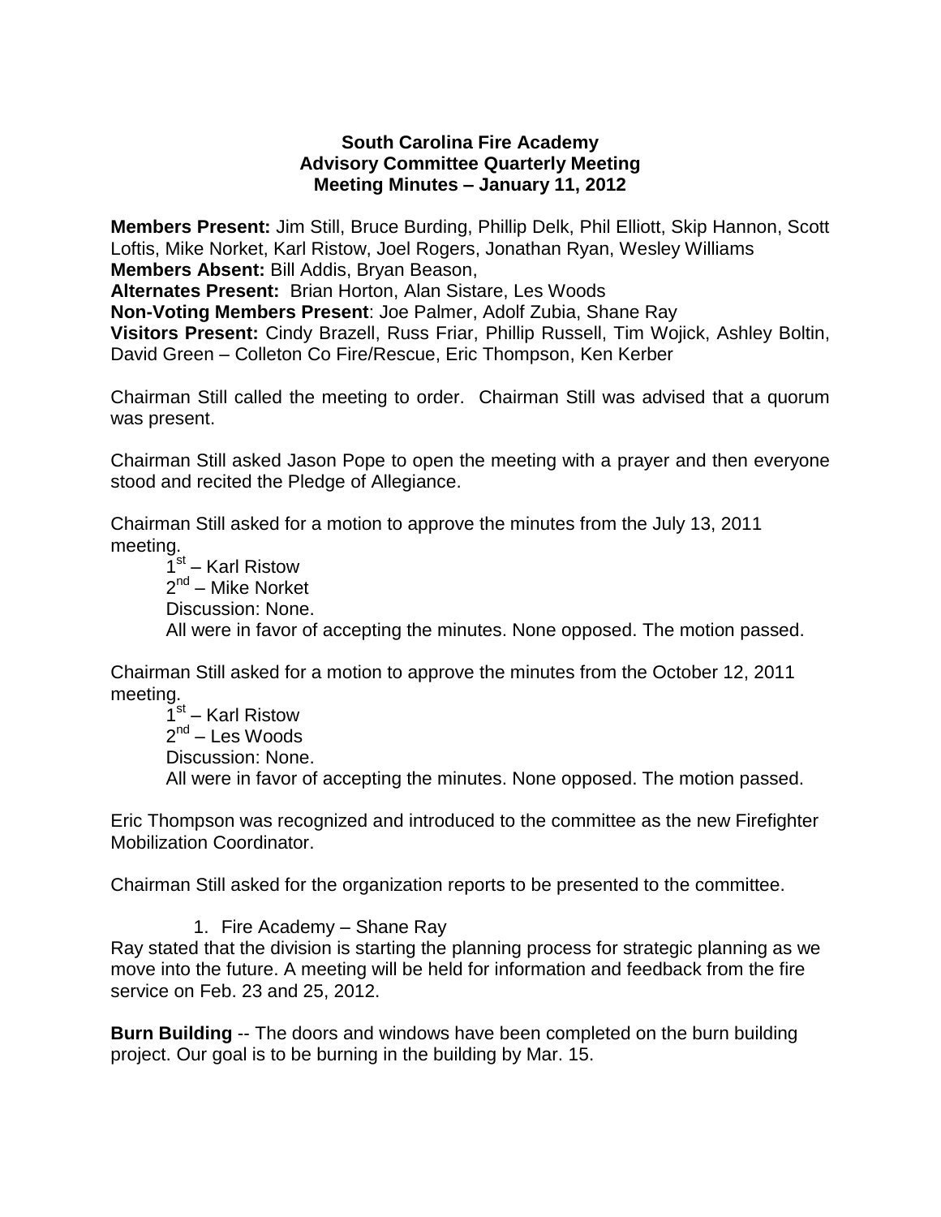**South Carolina Fire Academy**
**Advisory Committee Quarterly Meeting**
**Meeting Minutes – January 11, 2012**

**Members Present:** Jim Still, Bruce Burding, Phillip Delk, Phil Elliott, Skip Hannon, Scott Loftis, Mike Norket, Karl Ristow, Joel Rogers, Jonathan Ryan, Wesley Williams
**Members Absent:** Bill Addis, Bryan Beason,
**Alternates Present:** Brian Horton, Alan Sistare, Les Woods
**Non-Voting Members Present**: Joe Palmer, Adolf Zubia, Shane Ray
**Visitors Present:** Cindy Brazell, Russ Friar, Phillip Russell, Tim Wojick, Ashley Boltin, David Green – Colleton Co Fire/Rescue, Eric Thompson, Ken Kerber

Chairman Still called the meeting to order. Chairman Still was advised that a quorum was present.

Chairman Still asked Jason Pope to open the meeting with a prayer and then everyone stood and recited the Pledge of Allegiance.

Chairman Still asked for a motion to approve the minutes from the July 13, 2011 meeting.

1st – Karl Ristow
2nd – Mike Norket
Discussion: None.
All were in favor of accepting the minutes. None opposed. The motion passed.

Chairman Still asked for a motion to approve the minutes from the October 12, 2011 meeting.

1st – Karl Ristow
2nd – Les Woods
Discussion: None.
All were in favor of accepting the minutes. None opposed. The motion passed.

Eric Thompson was recognized and introduced to the committee as the new Firefighter Mobilization Coordinator.

Chairman Still asked for the organization reports to be presented to the committee.

1. Fire Academy – Shane Ray

Ray stated that the division is starting the planning process for strategic planning as we move into the future. A meeting will be held for information and feedback from the fire service on Feb. 23 and 25, 2012.

**Burn Building** -- The doors and windows have been completed on the burn building project. Our goal is to be burning in the building by Mar. 15.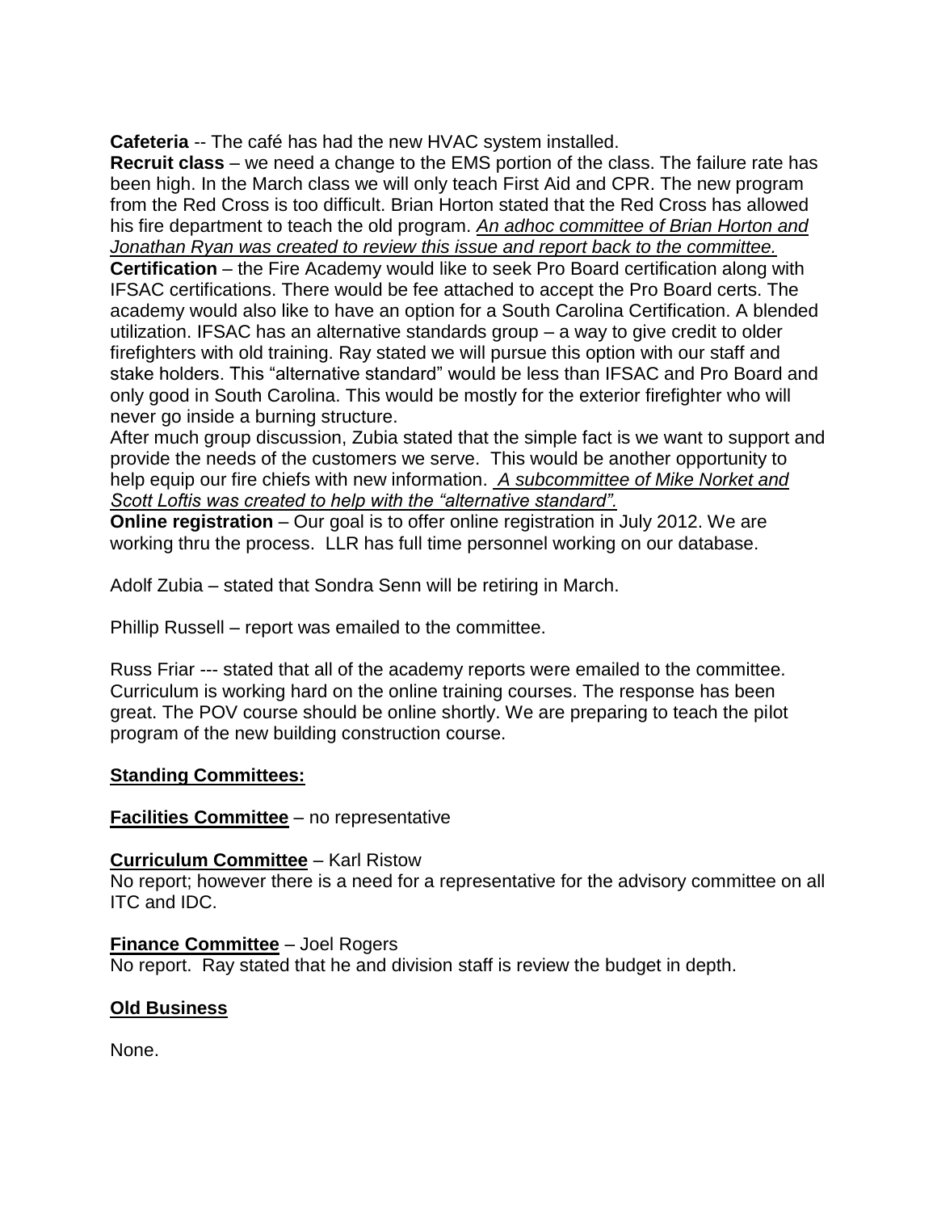**Cafeteria** -- The café has had the new HVAC system installed.

**Recruit class** – we need a change to the EMS portion of the class. The failure rate has been high. In the March class we will only teach First Aid and CPR. The new program from the Red Cross is too difficult. Brian Horton stated that the Red Cross has allowed his fire department to teach the old program. *An adhoc committee of Brian Horton and Jonathan Ryan was created to review this issue and report back to the committee.*

**Certification** – the Fire Academy would like to seek Pro Board certification along with IFSAC certifications. There would be fee attached to accept the Pro Board certs. The academy would also like to have an option for a South Carolina Certification. A blended utilization. IFSAC has an alternative standards group – a way to give credit to older firefighters with old training. Ray stated we will pursue this option with our staff and stake holders. This "alternative standard" would be less than IFSAC and Pro Board and only good in South Carolina. This would be mostly for the exterior firefighter who will never go inside a burning structure.

After much group discussion, Zubia stated that the simple fact is we want to support and provide the needs of the customers we serve. This would be another opportunity to help equip our fire chiefs with new information. *A subcommittee of Mike Norket and Scott Loftis was created to help with the "alternative standard".*

**Online registration** – Our goal is to offer online registration in July 2012. We are working thru the process. LLR has full time personnel working on our database.

Adolf Zubia – stated that Sondra Senn will be retiring in March.

Phillip Russell – report was emailed to the committee.

Russ Friar --- stated that all of the academy reports were emailed to the committee. Curriculum is working hard on the online training courses. The response has been great. The POV course should be online shortly. We are preparing to teach the pilot program of the new building construction course.

## Standing Committees:

**Facilities Committee** – no representative

**Curriculum Committee** – Karl Ristow

No report; however there is a need for a representative for the advisory committee on all ITC and IDC.

**Finance Committee** – Joel Rogers

No report. Ray stated that he and division staff is review the budget in depth.

## Old Business

None.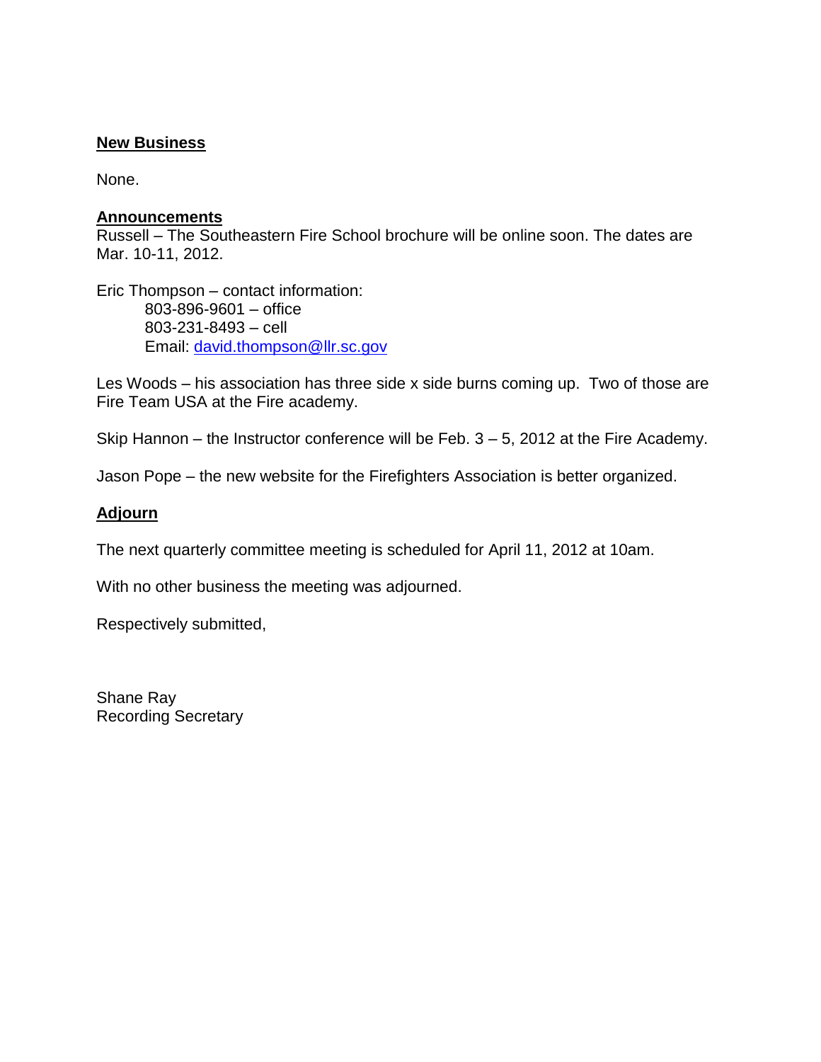## New Business

None.

## Announcements

Russell – The Southeastern Fire School brochure will be online soon. The dates are Mar. 10-11, 2012.

Eric Thompson – contact information:

803-896-9601 – office
803-231-8493 – cell
Email: david.thompson@llr.sc.gov

Les Woods – his association has three side x side burns coming up. Two of those are Fire Team USA at the Fire academy.

Skip Hannon – the Instructor conference will be Feb. 3 – 5, 2012 at the Fire Academy.

Jason Pope – the new website for the Firefighters Association is better organized.

## Adjourn

The next quarterly committee meeting is scheduled for April 11, 2012 at 10am.

With no other business the meeting was adjourned.

Respectively submitted,

Shane Ray
Recording Secretary